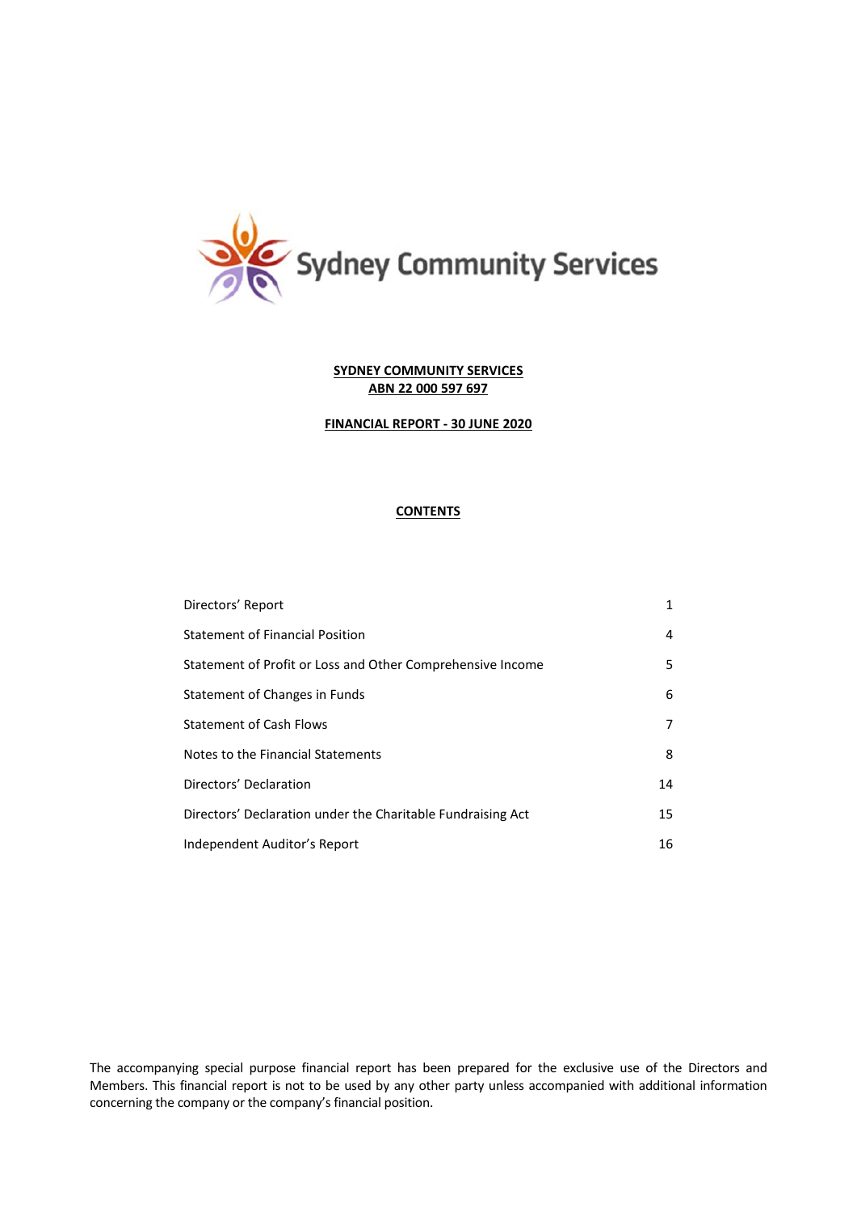Sydney Community Services

**SYDNEY COMMUNITY SERVICES**
**ABN 22 000 597 697**

**FINANCIAL REPORT - 30 JUNE 2020**

**CONTENTS**

| | |
|---|---|
| Directors' Report | 1 |
| Statement of Financial Position | 4 |
| Statement of Profit or Loss and Other Comprehensive Income | 5 |
| Statement of Changes in Funds | 6 |
| Statement of Cash Flows | 7 |
| Notes to the Financial Statements | 8 |
| Directors' Declaration | 14 |
| Directors' Declaration under the Charitable Fundraising Act | 15 |
| Independent Auditor's Report | 16 |

The accompanying special purpose financial report has been prepared for the exclusive use of the Directors and Members. This financial report is not to be used by any other party unless accompanied with additional information concerning the company or the company's financial position.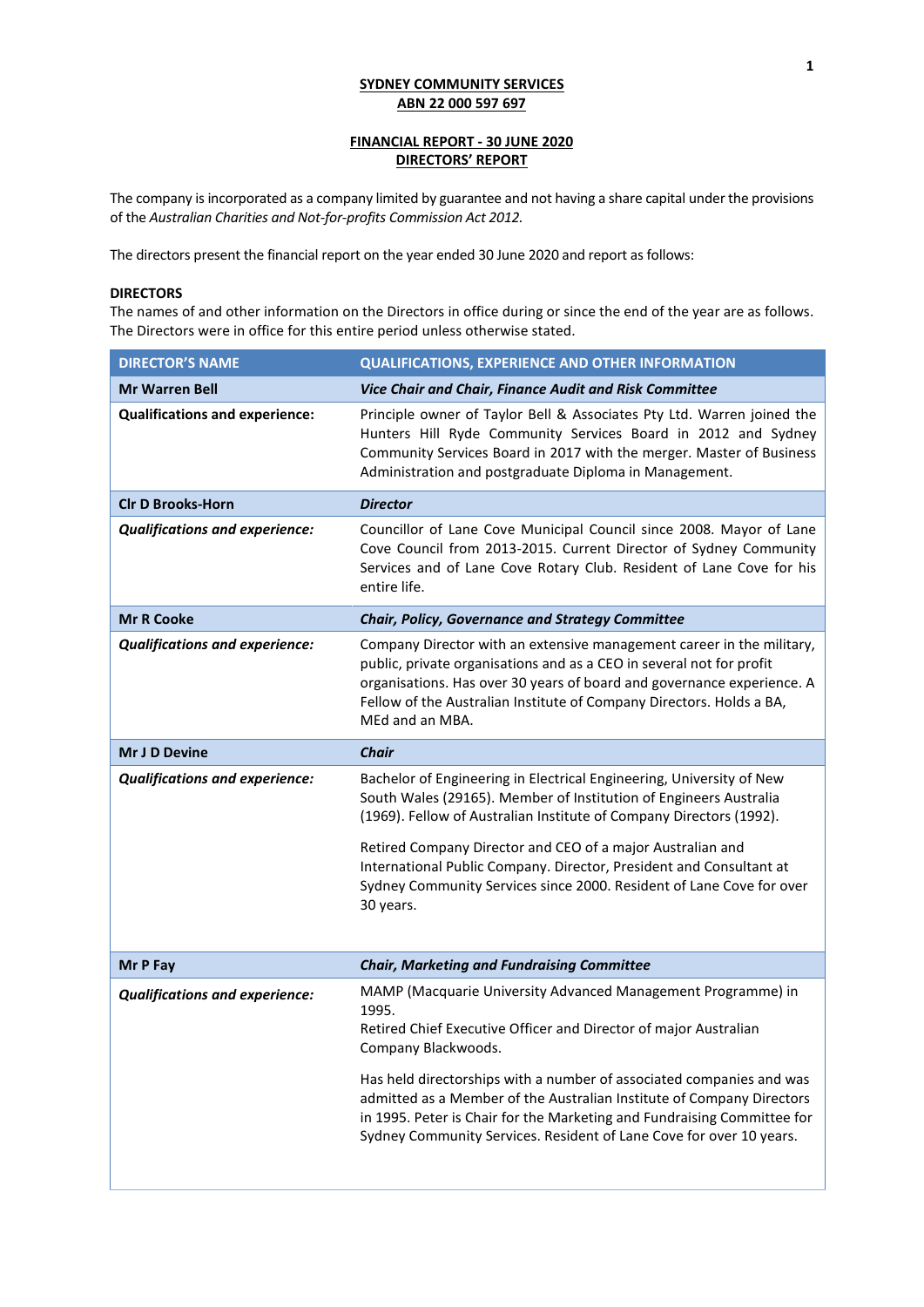**SYDNEY COMMUNITY SERVICES**
**ABN 22 000 597 697**

**FINANCIAL REPORT - 30 JUNE 2020**
**DIRECTORS' REPORT**

The company is incorporated as a company limited by guarantee and not having a share capital under the provisions of the *Australian Charities and Not-for-profits Commission Act 2012.*

The directors present the financial report on the year ended 30 June 2020 and report as follows:

**DIRECTORS**

The names of and other information on the Directors in office during or since the end of the year are as follows. The Directors were in office for this entire period unless otherwise stated.

| DIRECTOR'S NAME | QUALIFICATIONS, EXPERIENCE AND OTHER INFORMATION |
|---|---|
| **Mr Warren Bell** | ***Vice Chair and Chair, Finance Audit and Risk Committee*** |
| **Qualifications and experience:** | Principle owner of Taylor Bell & Associates Pty Ltd. Warren joined the Hunters Hill Ryde Community Services Board in 2012 and Sydney Community Services Board in 2017 with the merger. Master of Business Administration and postgraduate Diploma in Management. |
| **Clr D Brooks-Horn** | ***Director*** |
| ***Qualifications and experience:*** | Councillor of Lane Cove Municipal Council since 2008. Mayor of Lane Cove Council from 2013-2015. Current Director of Sydney Community Services and of Lane Cove Rotary Club. Resident of Lane Cove for his entire life. |
| **Mr R Cooke** | ***Chair, Policy, Governance and Strategy Committee*** |
| ***Qualifications and experience:*** | Company Director with an extensive management career in the military, public, private organisations and as a CEO in several not for profit organisations. Has over 30 years of board and governance experience. A Fellow of the Australian Institute of Company Directors. Holds a BA, MEd and an MBA. |
| **Mr J D Devine** | ***Chair*** |
| ***Qualifications and experience:*** | Bachelor of Engineering in Electrical Engineering, University of New South Wales (29165). Member of Institution of Engineers Australia (1969). Fellow of Australian Institute of Company Directors (1992).<br><br>Retired Company Director and CEO of a major Australian and International Public Company. Director, President and Consultant at Sydney Community Services since 2000. Resident of Lane Cove for over 30 years. |
| **Mr P Fay** | ***Chair, Marketing and Fundraising Committee*** |
| ***Qualifications and experience:*** | MAMP (Macquarie University Advanced Management Programme) in 1995.<br>Retired Chief Executive Officer and Director of major Australian Company Blackwoods.<br><br>Has held directorships with a number of associated companies and was admitted as a Member of the Australian Institute of Company Directors in 1995. Peter is Chair for the Marketing and Fundraising Committee for Sydney Community Services. Resident of Lane Cove for over 10 years. |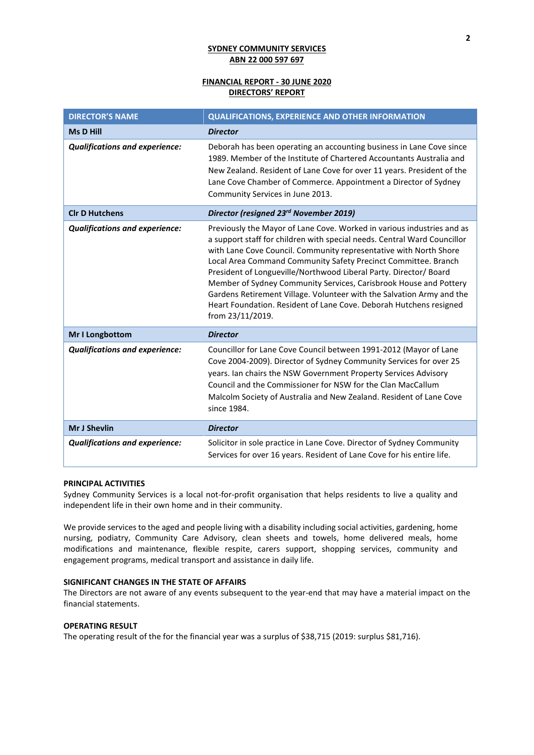**SYDNEY COMMUNITY SERVICES**
**ABN 22 000 597 697**

**FINANCIAL REPORT - 30 JUNE 2020**
**DIRECTORS' REPORT**

| DIRECTOR'S NAME | QUALIFICATIONS, EXPERIENCE AND OTHER INFORMATION |
|---|---|
| **Ms D Hill** | ***Director*** |
| ***Qualifications and experience:*** | Deborah has been operating an accounting business in Lane Cove since 1989. Member of the Institute of Chartered Accountants Australia and New Zealand. Resident of Lane Cove for over 11 years. President of the Lane Cove Chamber of Commerce. Appointment a Director of Sydney Community Services in June 2013. |
| **Clr D Hutchens** | ***Director (resigned 23rd November 2019)*** |
| ***Qualifications and experience:*** | Previously the Mayor of Lane Cove. Worked in various industries and as a support staff for children with special needs. Central Ward Councillor with Lane Cove Council. Community representative with North Shore Local Area Command Community Safety Precinct Committee. Branch President of Longueville/Northwood Liberal Party. Director/ Board Member of Sydney Community Services, Carisbrook House and Pottery Gardens Retirement Village. Volunteer with the Salvation Army and the Heart Foundation. Resident of Lane Cove. Deborah Hutchens resigned from 23/11/2019. |
| **Mr I Longbottom** | ***Director*** |
| ***Qualifications and experience:*** | Councillor for Lane Cove Council between 1991-2012 (Mayor of Lane Cove 2004-2009). Director of Sydney Community Services for over 25 years. Ian chairs the NSW Government Property Services Advisory Council and the Commissioner for NSW for the Clan MacCallum Malcolm Society of Australia and New Zealand. Resident of Lane Cove since 1984. |
| **Mr J Shevlin** | ***Director*** |
| ***Qualifications and experience:*** | Solicitor in sole practice in Lane Cove. Director of Sydney Community Services for over 16 years. Resident of Lane Cove for his entire life. |

**PRINCIPAL ACTIVITIES**

Sydney Community Services is a local not-for-profit organisation that helps residents to live a quality and independent life in their own home and in their community.

We provide services to the aged and people living with a disability including social activities, gardening, home nursing, podiatry, Community Care Advisory, clean sheets and towels, home delivered meals, home modifications and maintenance, flexible respite, carers support, shopping services, community and engagement programs, medical transport and assistance in daily life.

**SIGNIFICANT CHANGES IN THE STATE OF AFFAIRS**

The Directors are not aware of any events subsequent to the year-end that may have a material impact on the financial statements.

**OPERATING RESULT**

The operating result of the for the financial year was a surplus of $38,715 (2019: surplus $81,716).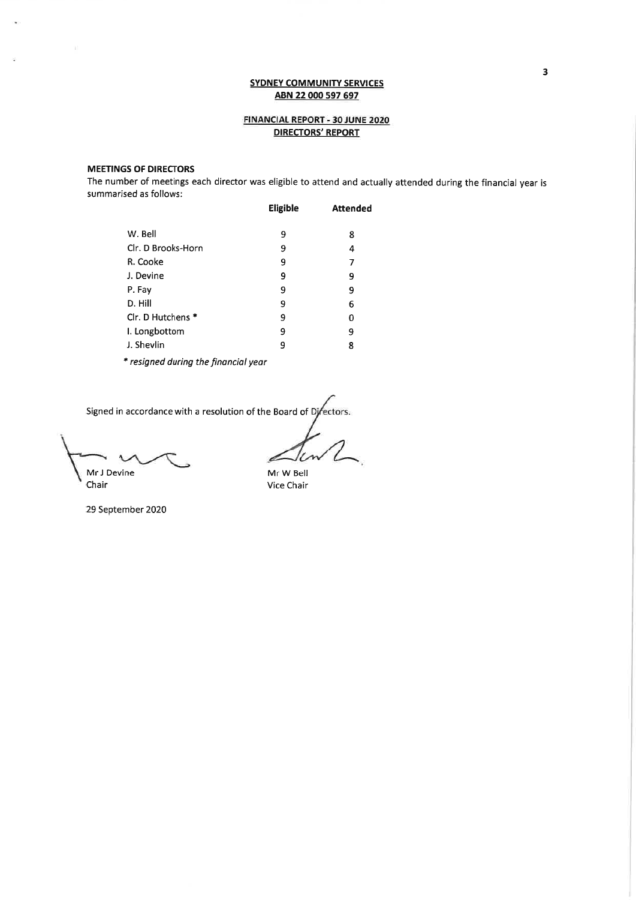**SYDNEY COMMUNITY SERVICES**
**ABN 22 000 597 697**

**FINANCIAL REPORT - 30 JUNE 2020**
**DIRECTORS' REPORT**

**MEETINGS OF DIRECTORS**

The number of meetings each director was eligible to attend and actually attended during the financial year is summarised as follows:

| | Eligible | Attended |
|---|---|---|
| W. Bell | 9 | 8 |
| Clr. D Brooks-Horn | 9 | 4 |
| R. Cooke | 9 | 7 |
| J. Devine | 9 | 9 |
| P. Fay | 9 | 9 |
| D. Hill | 9 | 6 |
| Clr. D Hutchens * | 9 | 0 |
| I. Longbottom | 9 | 9 |
| J. Shevlin | 9 | 8 |

*\* resigned during the financial year*

Signed in accordance with a resolution of the Board of Directors.

Mr J Devine
Chair

Mr W Bell
Vice Chair

29 September 2020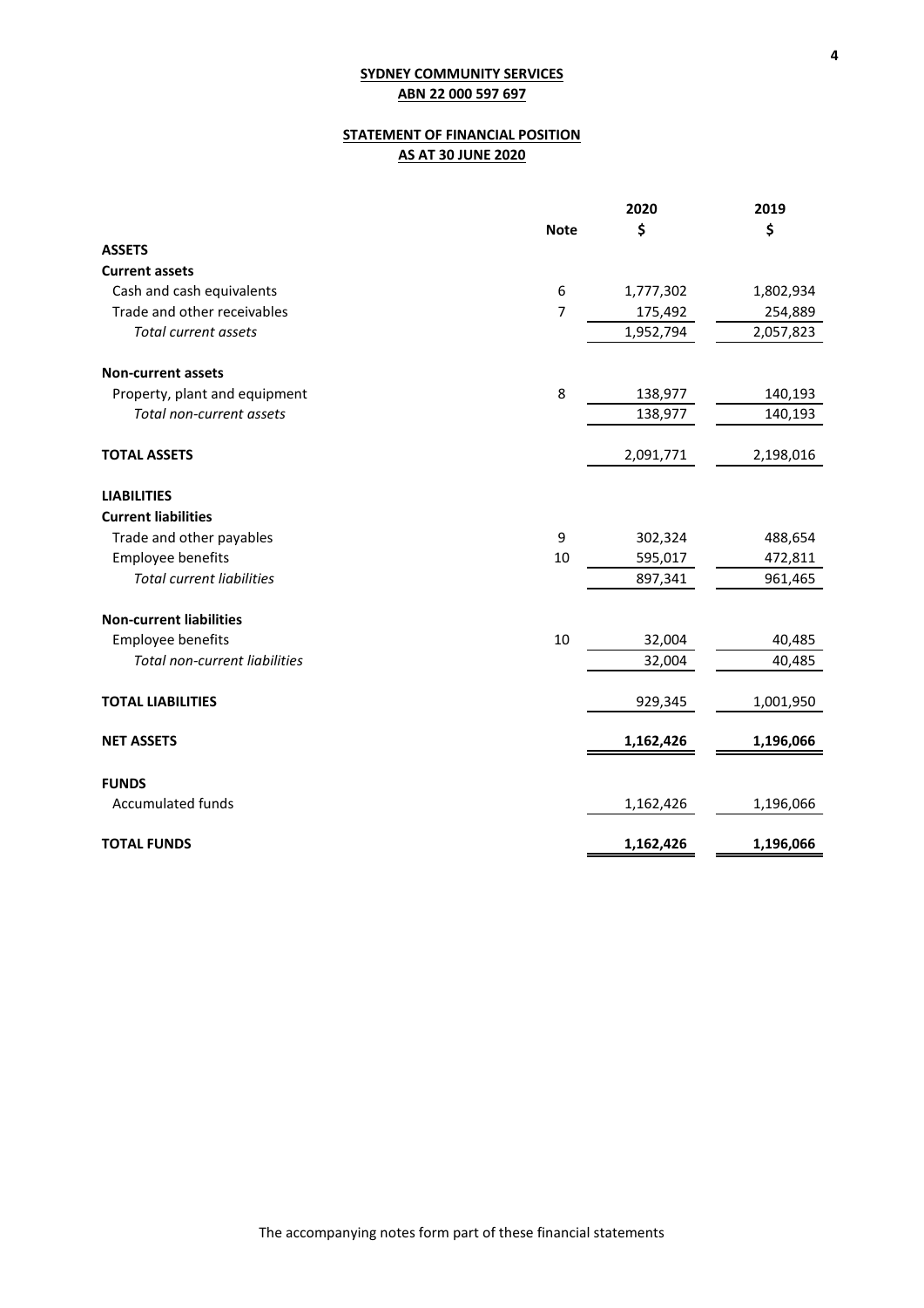**SYDNEY COMMUNITY SERVICES**
**ABN 22 000 597 697**

## STATEMENT OF FINANCIAL POSITION
## AS AT 30 JUNE 2020

| | Note | 2020<br>$ | 2019<br>$ |
|---|---|---|---|
| **ASSETS** | | | |
| **Current assets** | | | |
| Cash and cash equivalents | 6 | 1,777,302 | 1,802,934 |
| Trade and other receivables | 7 | 175,492 | 254,889 |
| *Total current assets* | | 1,952,794 | 2,057,823 |
| **Non-current assets** | | | |
| Property, plant and equipment | 8 | 138,977 | 140,193 |
| *Total non-current assets* | | 138,977 | 140,193 |
| **TOTAL ASSETS** | | 2,091,771 | 2,198,016 |
| **LIABILITIES** | | | |
| **Current liabilities** | | | |
| Trade and other payables | 9 | 302,324 | 488,654 |
| Employee benefits | 10 | 595,017 | 472,811 |
| *Total current liabilities* | | 897,341 | 961,465 |
| **Non-current liabilities** | | | |
| Employee benefits | 10 | 32,004 | 40,485 |
| *Total non-current liabilities* | | 32,004 | 40,485 |
| **TOTAL LIABILITIES** | | 929,345 | 1,001,950 |
| **NET ASSETS** | | **1,162,426** | **1,196,066** |
| **FUNDS** | | | |
| Accumulated funds | | 1,162,426 | 1,196,066 |
| **TOTAL FUNDS** | | **1,162,426** | **1,196,066** |

The accompanying notes form part of these financial statements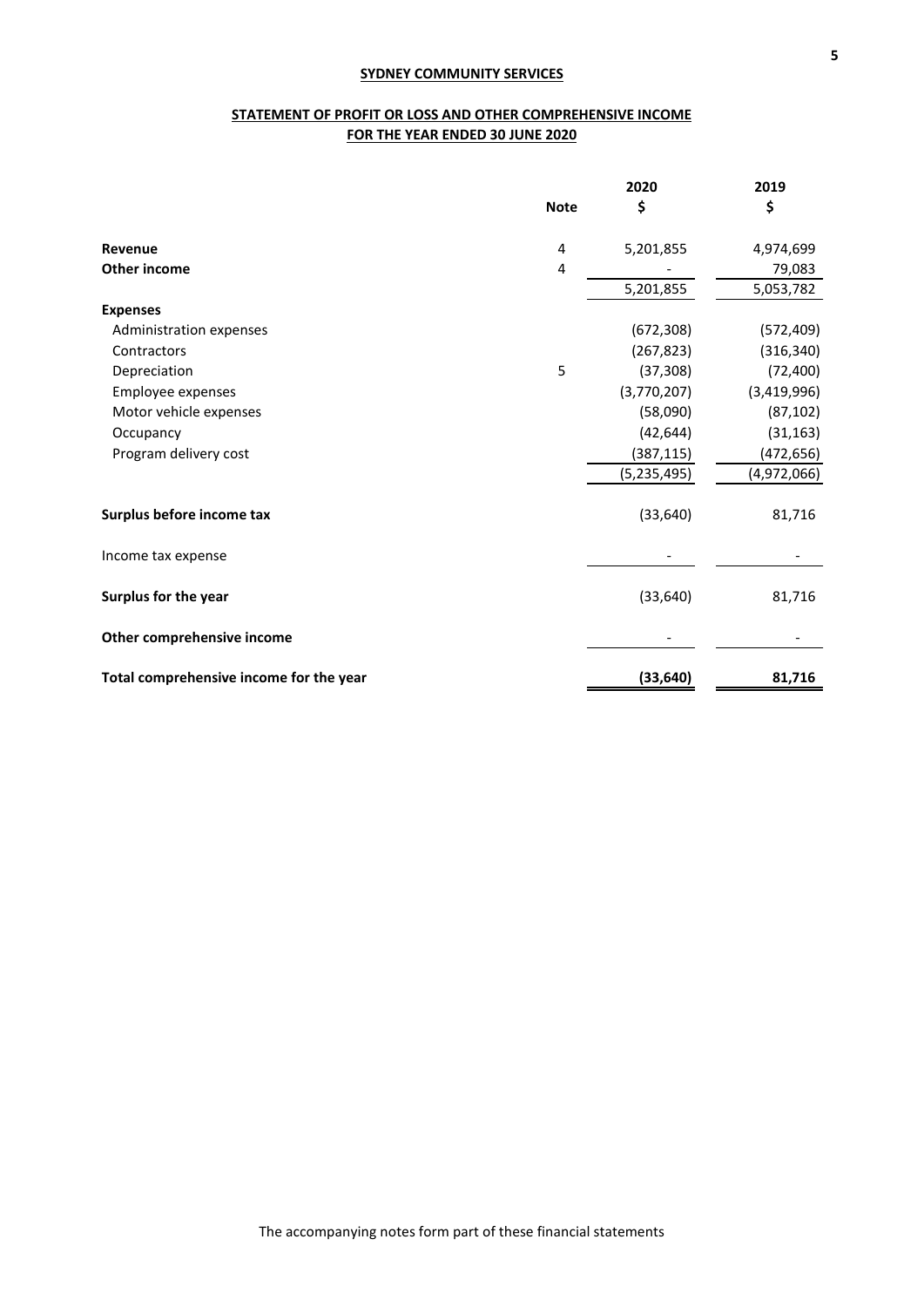**SYDNEY COMMUNITY SERVICES**

**STATEMENT OF PROFIT OR LOSS AND OTHER COMPREHENSIVE INCOME**
**FOR THE YEAR ENDED 30 JUNE 2020**

| | Note | 2020<br>$ | 2019<br>$ |
|---|---|---|---|
| **Revenue** | 4 | 5,201,855 | 4,974,699 |
| **Other income** | 4 | - | 79,083 |
| | | 5,201,855 | 5,053,782 |
| **Expenses** | | | |
| Administration expenses | | (672,308) | (572,409) |
| Contractors | | (267,823) | (316,340) |
| Depreciation | 5 | (37,308) | (72,400) |
| Employee expenses | | (3,770,207) | (3,419,996) |
| Motor vehicle expenses | | (58,090) | (87,102) |
| Occupancy | | (42,644) | (31,163) |
| Program delivery cost | | (387,115) | (472,656) |
| | | (5,235,495) | (4,972,066) |
| **Surplus before income tax** | | (33,640) | 81,716 |
| Income tax expense | | - | - |
| **Surplus for the year** | | (33,640) | 81,716 |
| **Other comprehensive income** | | - | - |
| **Total comprehensive income for the year** | | **(33,640)** | **81,716** |

The accompanying notes form part of these financial statements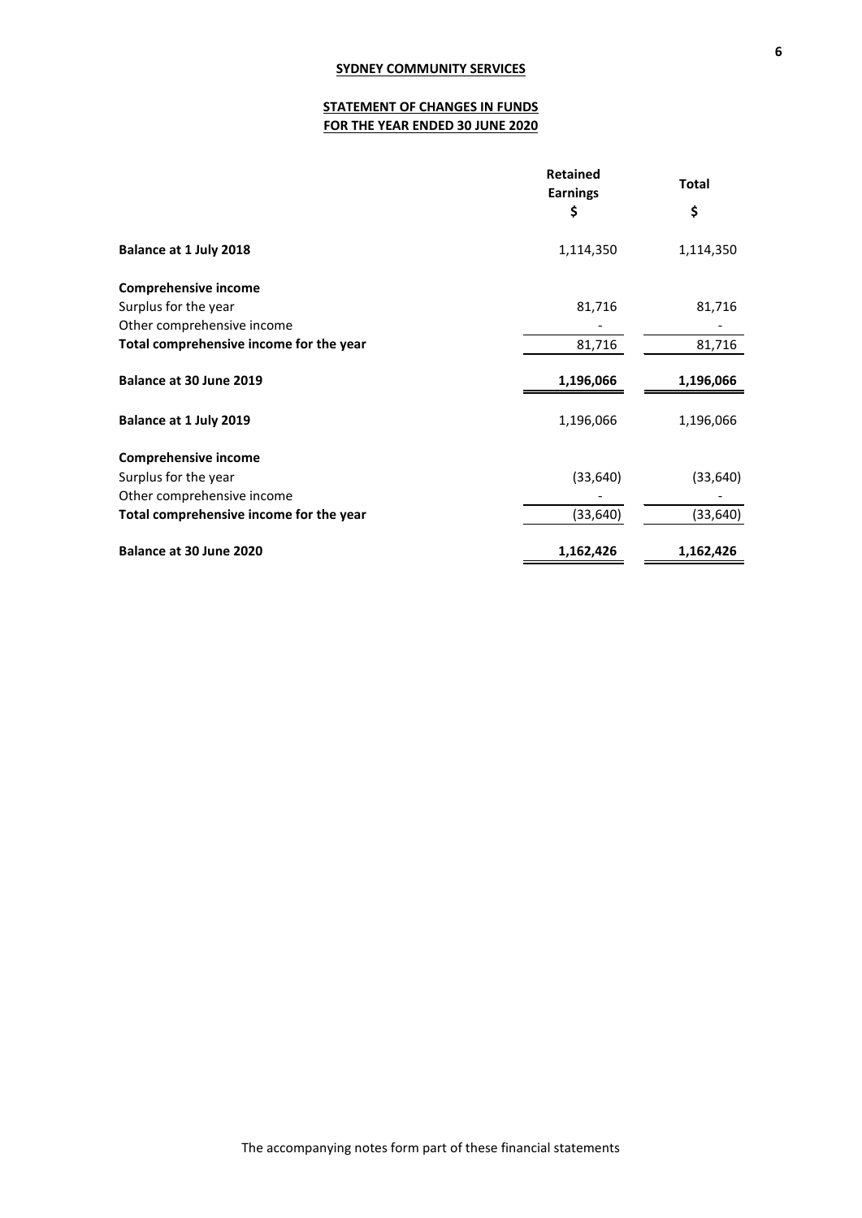**SYDNEY COMMUNITY SERVICES**

**STATEMENT OF CHANGES IN FUNDS**
**FOR THE YEAR ENDED 30 JUNE 2020**

| | Retained Earnings | Total |
|---|---|---|
| | $ | $ |
| **Balance at 1 July 2018** | 1,114,350 | 1,114,350 |
| **Comprehensive income** | | |
| Surplus for the year | 81,716 | 81,716 |
| Other comprehensive income | - | - |
| **Total comprehensive income for the year** | 81,716 | 81,716 |
| **Balance at 30 June 2019** | **1,196,066** | **1,196,066** |
| **Balance at 1 July 2019** | 1,196,066 | 1,196,066 |
| **Comprehensive income** | | |
| Surplus for the year | (33,640) | (33,640) |
| Other comprehensive income | - | - |
| **Total comprehensive income for the year** | (33,640) | (33,640) |
| **Balance at 30 June 2020** | **1,162,426** | **1,162,426** |

The accompanying notes form part of these financial statements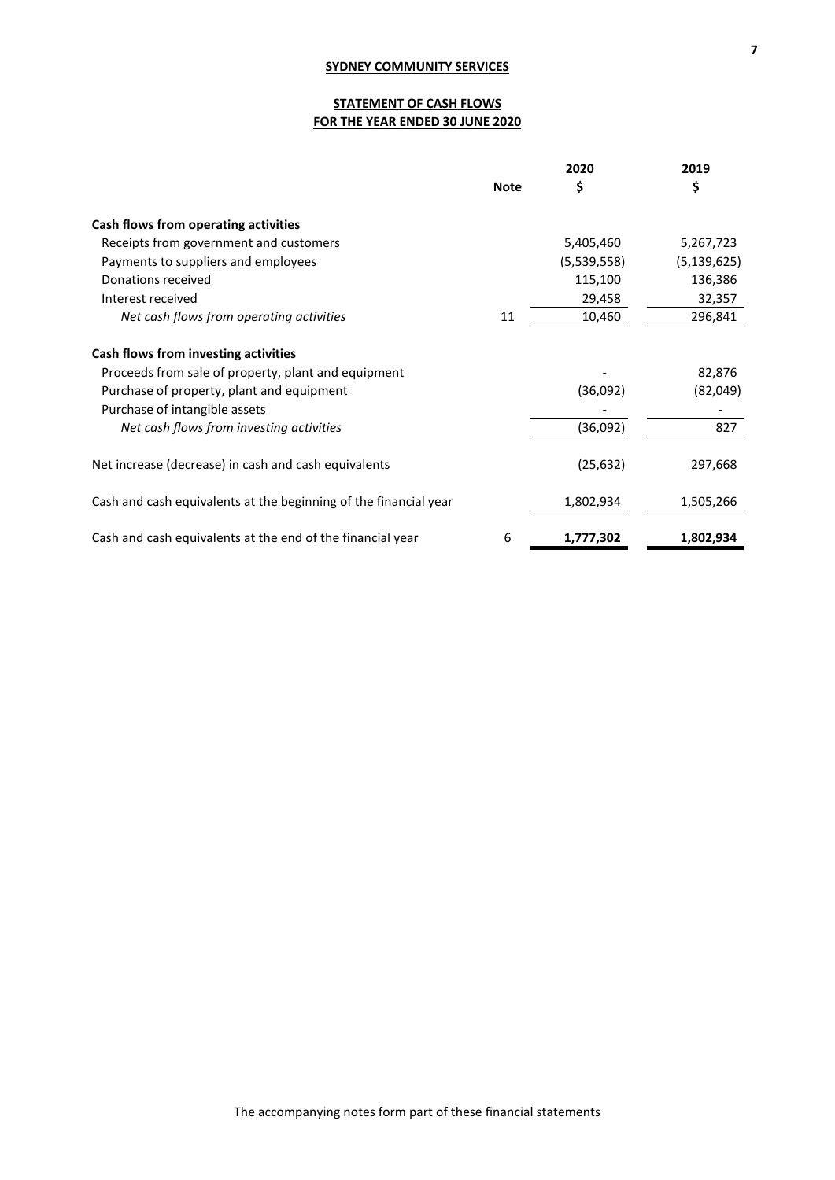**SYDNEY COMMUNITY SERVICES**

# STATEMENT OF CASH FLOWS
## FOR THE YEAR ENDED 30 JUNE 2020

| | Note | 2020 $ | 2019 $ |
|---|---|---|---|
| **Cash flows from operating activities** | | | |
| Receipts from government and customers | | 5,405,460 | 5,267,723 |
| Payments to suppliers and employees | | (5,539,558) | (5,139,625) |
| Donations received | | 115,100 | 136,386 |
| Interest received | | 29,458 | 32,357 |
| *Net cash flows from operating activities* | 11 | 10,460 | 296,841 |
| **Cash flows from investing activities** | | | |
| Proceeds from sale of property, plant and equipment | | - | 82,876 |
| Purchase of property, plant and equipment | | (36,092) | (82,049) |
| Purchase of intangible assets | | - | - |
| *Net cash flows from investing activities* | | (36,092) | 827 |
| Net increase (decrease) in cash and cash equivalents | | (25,632) | 297,668 |
| Cash and cash equivalents at the beginning of the financial year | | 1,802,934 | 1,505,266 |
| Cash and cash equivalents at the end of the financial year | 6 | **1,777,302** | **1,802,934** |

The accompanying notes form part of these financial statements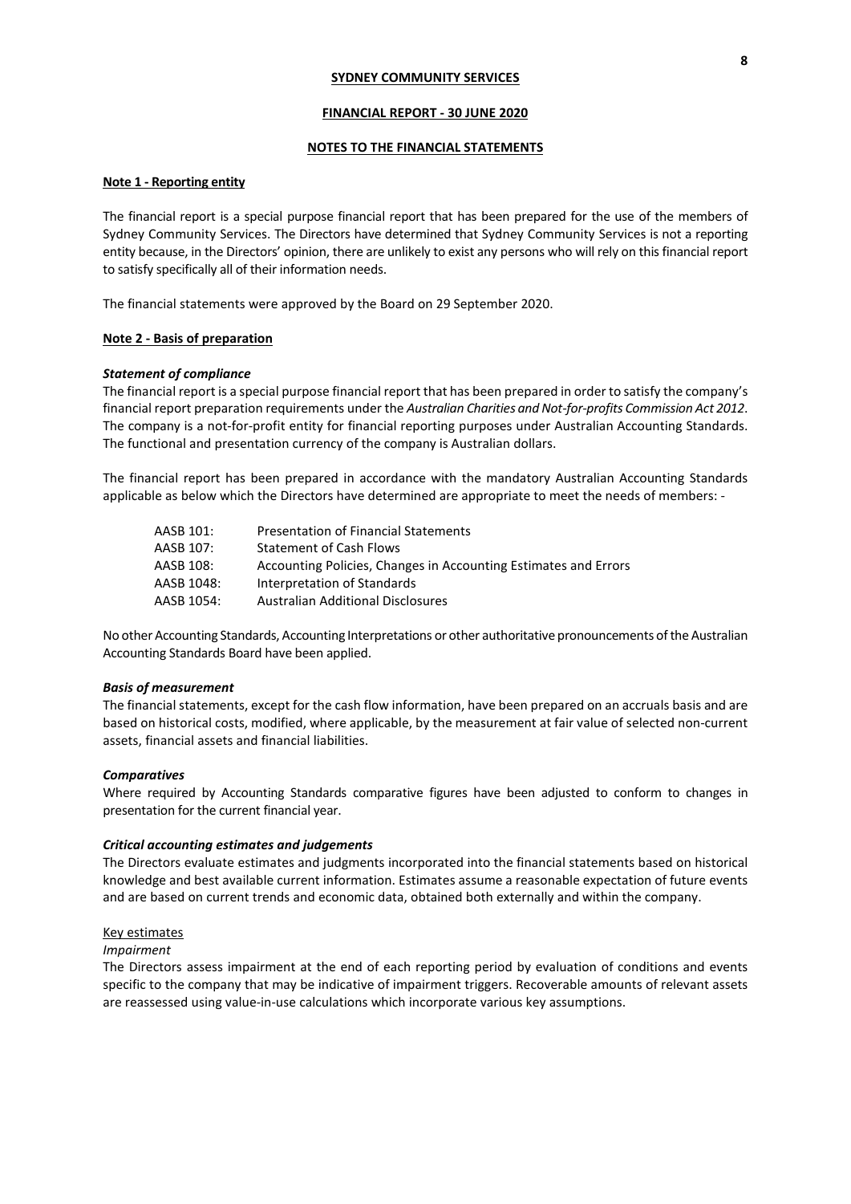**SYDNEY COMMUNITY SERVICES**

**FINANCIAL REPORT - 30 JUNE 2020**

**NOTES TO THE FINANCIAL STATEMENTS**

## Note 1 - Reporting entity

The financial report is a special purpose financial report that has been prepared for the use of the members of Sydney Community Services. The Directors have determined that Sydney Community Services is not a reporting entity because, in the Directors' opinion, there are unlikely to exist any persons who will rely on this financial report to satisfy specifically all of their information needs.

The financial statements were approved by the Board on 29 September 2020.

## Note 2 - Basis of preparation

### *Statement of compliance*

The financial report is a special purpose financial report that has been prepared in order to satisfy the company's financial report preparation requirements under the *Australian Charities and Not-for-profits Commission Act 2012*. The company is a not-for-profit entity for financial reporting purposes under Australian Accounting Standards. The functional and presentation currency of the company is Australian dollars.

The financial report has been prepared in accordance with the mandatory Australian Accounting Standards applicable as below which the Directors have determined are appropriate to meet the needs of members: -

| | |
|---|---|
| AASB 101: | Presentation of Financial Statements |
| AASB 107: | Statement of Cash Flows |
| AASB 108: | Accounting Policies, Changes in Accounting Estimates and Errors |
| AASB 1048: | Interpretation of Standards |
| AASB 1054: | Australian Additional Disclosures |

No other Accounting Standards, Accounting Interpretations or other authoritative pronouncements of the Australian Accounting Standards Board have been applied.

### *Basis of measurement*

The financial statements, except for the cash flow information, have been prepared on an accruals basis and are based on historical costs, modified, where applicable, by the measurement at fair value of selected non-current assets, financial assets and financial liabilities.

### *Comparatives*

Where required by Accounting Standards comparative figures have been adjusted to conform to changes in presentation for the current financial year.

### *Critical accounting estimates and judgements*

The Directors evaluate estimates and judgments incorporated into the financial statements based on historical knowledge and best available current information. Estimates assume a reasonable expectation of future events and are based on current trends and economic data, obtained both externally and within the company.

Key estimates

*Impairment*

The Directors assess impairment at the end of each reporting period by evaluation of conditions and events specific to the company that may be indicative of impairment triggers. Recoverable amounts of relevant assets are reassessed using value-in-use calculations which incorporate various key assumptions.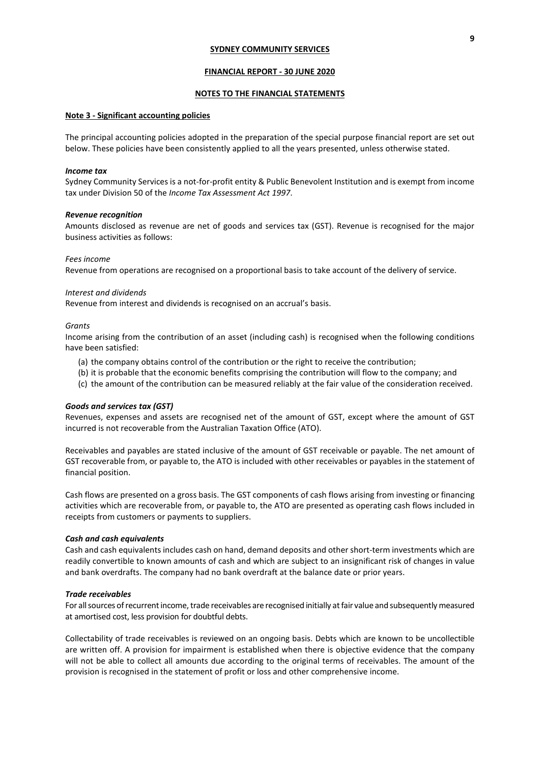**SYDNEY COMMUNITY SERVICES**

**FINANCIAL REPORT - 30 JUNE 2020**

**NOTES TO THE FINANCIAL STATEMENTS**

## Note 3 - Significant accounting policies

The principal accounting policies adopted in the preparation of the special purpose financial report are set out below. These policies have been consistently applied to all the years presented, unless otherwise stated.

### *Income tax*

Sydney Community Services is a not-for-profit entity & Public Benevolent Institution and is exempt from income tax under Division 50 of the *Income Tax Assessment Act 1997*.

### *Revenue recognition*

Amounts disclosed as revenue are net of goods and services tax (GST). Revenue is recognised for the major business activities as follows:

*Fees income*

Revenue from operations are recognised on a proportional basis to take account of the delivery of service.

*Interest and dividends*

Revenue from interest and dividends is recognised on an accrual's basis.

*Grants*

Income arising from the contribution of an asset (including cash) is recognised when the following conditions have been satisfied:

(a) the company obtains control of the contribution or the right to receive the contribution;
(b) it is probable that the economic benefits comprising the contribution will flow to the company; and
(c) the amount of the contribution can be measured reliably at the fair value of the consideration received.

### *Goods and services tax (GST)*

Revenues, expenses and assets are recognised net of the amount of GST, except where the amount of GST incurred is not recoverable from the Australian Taxation Office (ATO).

Receivables and payables are stated inclusive of the amount of GST receivable or payable. The net amount of GST recoverable from, or payable to, the ATO is included with other receivables or payables in the statement of financial position.

Cash flows are presented on a gross basis. The GST components of cash flows arising from investing or financing activities which are recoverable from, or payable to, the ATO are presented as operating cash flows included in receipts from customers or payments to suppliers.

### *Cash and cash equivalents*

Cash and cash equivalents includes cash on hand, demand deposits and other short-term investments which are readily convertible to known amounts of cash and which are subject to an insignificant risk of changes in value and bank overdrafts. The company had no bank overdraft at the balance date or prior years.

### *Trade receivables*

For all sources of recurrent income, trade receivables are recognised initially at fair value and subsequently measured at amortised cost, less provision for doubtful debts.

Collectability of trade receivables is reviewed on an ongoing basis. Debts which are known to be uncollectible are written off. A provision for impairment is established when there is objective evidence that the company will not be able to collect all amounts due according to the original terms of receivables. The amount of the provision is recognised in the statement of profit or loss and other comprehensive income.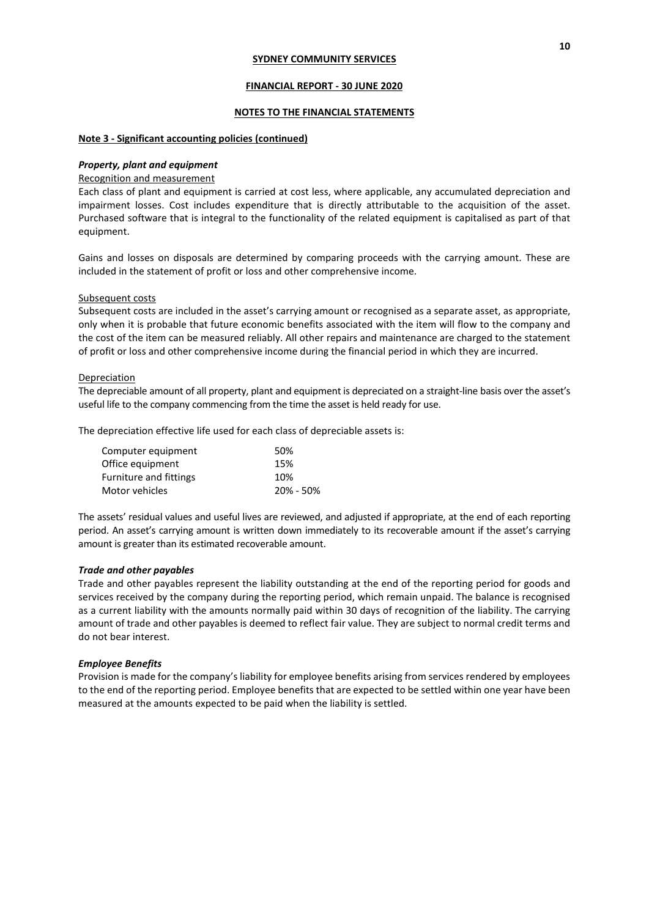**SYDNEY COMMUNITY SERVICES**

**FINANCIAL REPORT - 30 JUNE 2020**

**NOTES TO THE FINANCIAL STATEMENTS**

**Note 3 - Significant accounting policies (continued)**

***Property, plant and equipment***

Recognition and measurement

Each class of plant and equipment is carried at cost less, where applicable, any accumulated depreciation and impairment losses. Cost includes expenditure that is directly attributable to the acquisition of the asset. Purchased software that is integral to the functionality of the related equipment is capitalised as part of that equipment.

Gains and losses on disposals are determined by comparing proceeds with the carrying amount. These are included in the statement of profit or loss and other comprehensive income.

Subsequent costs

Subsequent costs are included in the asset's carrying amount or recognised as a separate asset, as appropriate, only when it is probable that future economic benefits associated with the item will flow to the company and the cost of the item can be measured reliably. All other repairs and maintenance are charged to the statement of profit or loss and other comprehensive income during the financial period in which they are incurred.

Depreciation

The depreciable amount of all property, plant and equipment is depreciated on a straight-line basis over the asset's useful life to the company commencing from the time the asset is held ready for use.

The depreciation effective life used for each class of depreciable assets is:

| | |
|---|---|
| Computer equipment | 50% |
| Office equipment | 15% |
| Furniture and fittings | 10% |
| Motor vehicles | 20% - 50% |

The assets' residual values and useful lives are reviewed, and adjusted if appropriate, at the end of each reporting period. An asset's carrying amount is written down immediately to its recoverable amount if the asset's carrying amount is greater than its estimated recoverable amount.

***Trade and other payables***

Trade and other payables represent the liability outstanding at the end of the reporting period for goods and services received by the company during the reporting period, which remain unpaid. The balance is recognised as a current liability with the amounts normally paid within 30 days of recognition of the liability. The carrying amount of trade and other payables is deemed to reflect fair value. They are subject to normal credit terms and do not bear interest.

***Employee Benefits***

Provision is made for the company's liability for employee benefits arising from services rendered by employees to the end of the reporting period. Employee benefits that are expected to be settled within one year have been measured at the amounts expected to be paid when the liability is settled.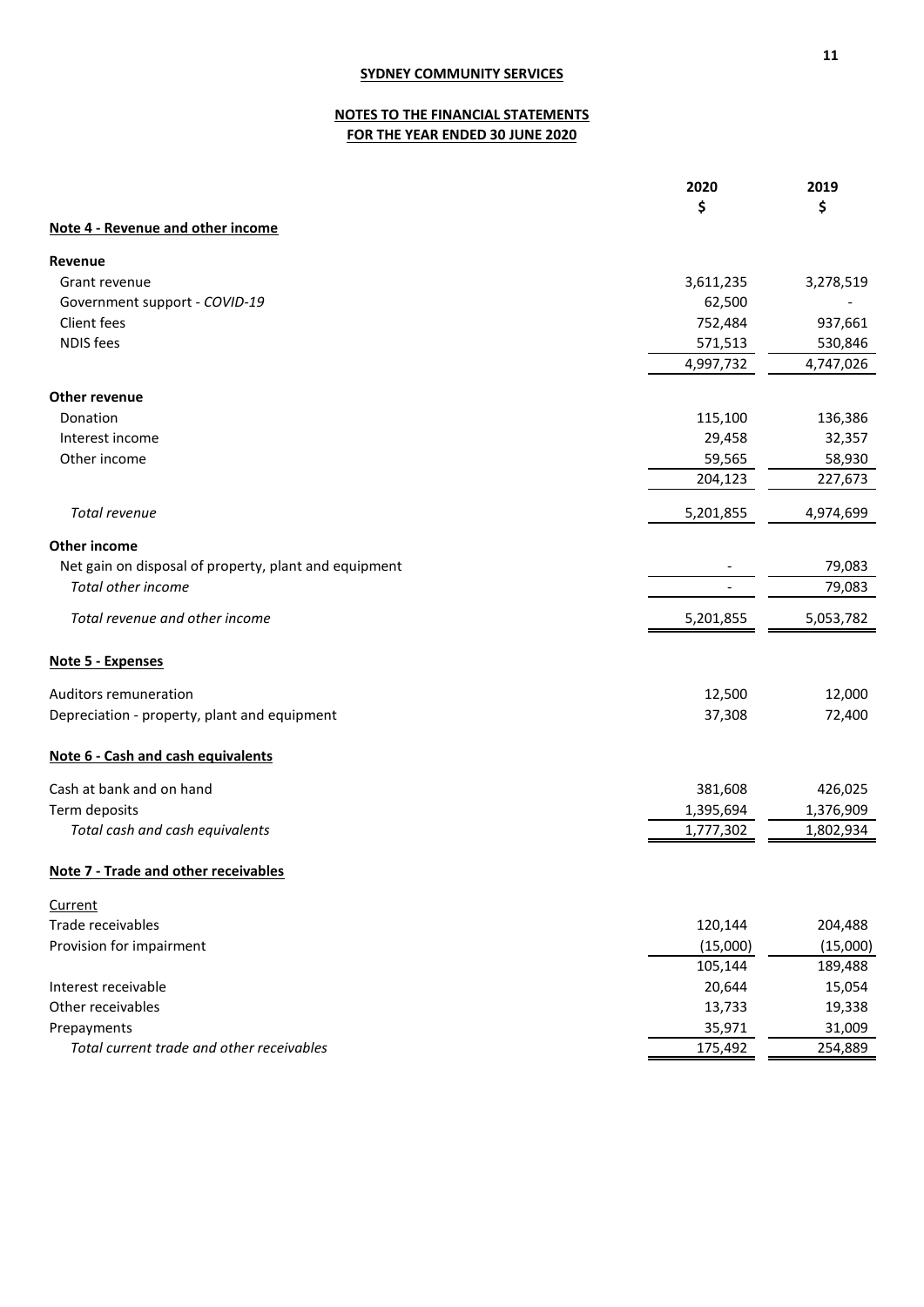**SYDNEY COMMUNITY SERVICES**

**NOTES TO THE FINANCIAL STATEMENTS**
**FOR THE YEAR ENDED 30 JUNE 2020**

| | 2020<br>$ | 2019<br>$ |
|---|---|---|
| **Note 4 - Revenue and other income** | | |
| **Revenue** | | |
| Grant revenue | 3,611,235 | 3,278,519 |
| Government support - *COVID-19* | 62,500 | - |
| Client fees | 752,484 | 937,661 |
| NDIS fees | 571,513 | 530,846 |
| | 4,997,732 | 4,747,026 |
| **Other revenue** | | |
| Donation | 115,100 | 136,386 |
| Interest income | 29,458 | 32,357 |
| Other income | 59,565 | 58,930 |
| | 204,123 | 227,673 |
| *Total revenue* | 5,201,855 | 4,974,699 |
| **Other income** | | |
| Net gain on disposal of property, plant and equipment | - | 79,083 |
| *Total other income* | - | 79,083 |
| *Total revenue and other income* | 5,201,855 | 5,053,782 |

**Note 5 - Expenses**

| | 2020<br>$ | 2019<br>$ |
|---|---|---|
| Auditors remuneration | 12,500 | 12,000 |
| Depreciation - property, plant and equipment | 37,308 | 72,400 |

**Note 6 - Cash and cash equivalents**

| | 2020<br>$ | 2019<br>$ |
|---|---|---|
| Cash at bank and on hand | 381,608 | 426,025 |
| Term deposits | 1,395,694 | 1,376,909 |
| *Total cash and cash equivalents* | 1,777,302 | 1,802,934 |

**Note 7 - Trade and other receivables**

| | 2020<br>$ | 2019<br>$ |
|---|---|---|
| Current | | |
| Trade receivables | 120,144 | 204,488 |
| Provision for impairment | (15,000) | (15,000) |
| | 105,144 | 189,488 |
| Interest receivable | 20,644 | 15,054 |
| Other receivables | 13,733 | 19,338 |
| Prepayments | 35,971 | 31,009 |
| *Total current trade and other receivables* | 175,492 | 254,889 |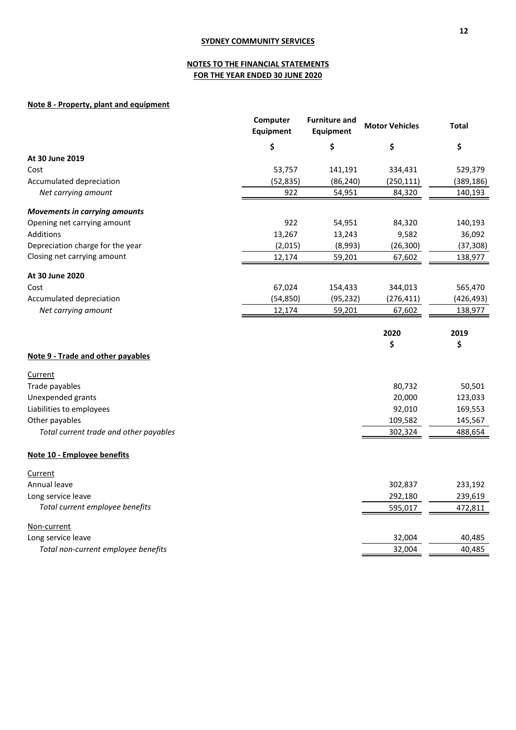**SYDNEY COMMUNITY SERVICES**

**NOTES TO THE FINANCIAL STATEMENTS**
**FOR THE YEAR ENDED 30 JUNE 2020**

## Note 8 - Property, plant and equipment

| | Computer Equipment | Furniture and Equipment | Motor Vehicles | Total |
|---|---|---|---|---|
| | $ | $ | $ | $ |
| **At 30 June 2019** | | | | |
| Cost | 53,757 | 141,191 | 334,431 | 529,379 |
| Accumulated depreciation | (52,835) | (86,240) | (250,111) | (389,186) |
| *Net carrying amount* | 922 | 54,951 | 84,320 | 140,193 |
| ***Movements in carrying amounts*** | | | | |
| Opening net carrying amount | 922 | 54,951 | 84,320 | 140,193 |
| Additions | 13,267 | 13,243 | 9,582 | 36,092 |
| Depreciation charge for the year | (2,015) | (8,993) | (26,300) | (37,308) |
| Closing net carrying amount | 12,174 | 59,201 | 67,602 | 138,977 |
| **At 30 June 2020** | | | | |
| Cost | 67,024 | 154,433 | 344,013 | 565,470 |
| Accumulated depreciation | (54,850) | (95,232) | (276,411) | (426,493) |
| *Net carrying amount* | 12,174 | 59,201 | 67,602 | 138,977 |

## Note 9 - Trade and other payables

| | 2020 | 2019 |
|---|---|---|
| | $ | $ |
| Current | | |
| Trade payables | 80,732 | 50,501 |
| Unexpended grants | 20,000 | 123,033 |
| Liabilities to employees | 92,010 | 169,553 |
| Other payables | 109,582 | 145,567 |
| *Total current trade and other payables* | 302,324 | 488,654 |

## Note 10 - Employee benefits

| | 2020 | 2019 |
|---|---|---|
| | $ | $ |
| Current | | |
| Annual leave | 302,837 | 233,192 |
| Long service leave | 292,180 | 239,619 |
| *Total current employee benefits* | 595,017 | 472,811 |
| Non-current | | |
| Long service leave | 32,004 | 40,485 |
| *Total non-current employee benefits* | 32,004 | 40,485 |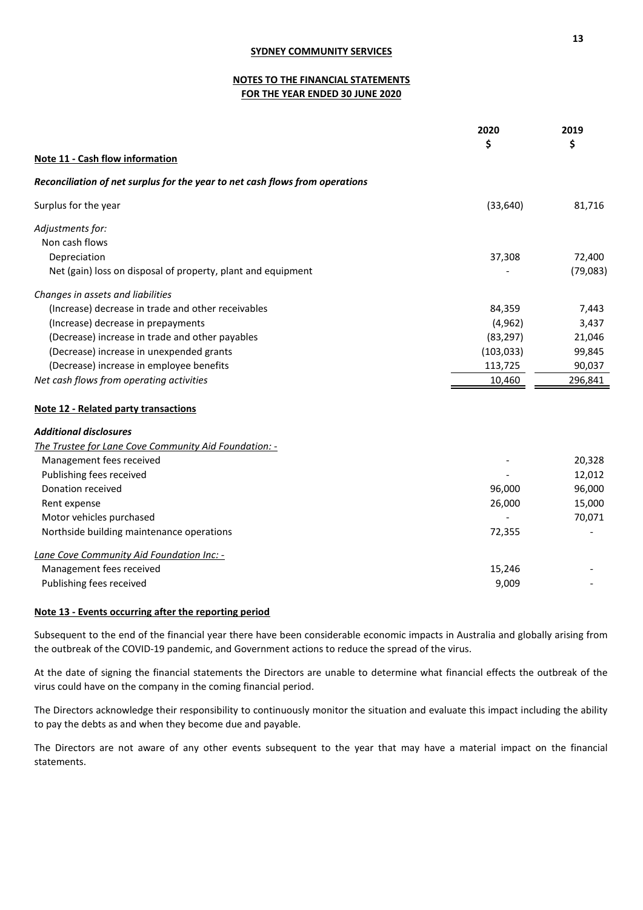**SYDNEY COMMUNITY SERVICES**

**NOTES TO THE FINANCIAL STATEMENTS**
**FOR THE YEAR ENDED 30 JUNE 2020**

| | 2020<br>$ | 2019<br>$ |
|---|---|---|
| **Note 11 - Cash flow information** | | |
| ***Reconciliation of net surplus for the year to net cash flows from operations*** | | |
| Surplus for the year | (33,640) | 81,716 |
| *Adjustments for:* | | |
| Non cash flows | | |
| Depreciation | 37,308 | 72,400 |
| Net (gain) loss on disposal of property, plant and equipment | - | (79,083) |
| *Changes in assets and liabilities* | | |
| (Increase) decrease in trade and other receivables | 84,359 | 7,443 |
| (Increase) decrease in prepayments | (4,962) | 3,437 |
| (Decrease) increase in trade and other payables | (83,297) | 21,046 |
| (Decrease) increase in unexpended grants | (103,033) | 99,845 |
| (Decrease) increase in employee benefits | 113,725 | 90,037 |
| *Net cash flows from operating activities* | 10,460 | 296,841 |

**Note 12 - Related party transactions**

| | 2020<br>$ | 2019<br>$ |
|---|---|---|
| ***Additional disclosures*** | | |
| *The Trustee for Lane Cove Community Aid Foundation: -* | | |
| Management fees received | - | 20,328 |
| Publishing fees received | - | 12,012 |
| Donation received | 96,000 | 96,000 |
| Rent expense | 26,000 | 15,000 |
| Motor vehicles purchased | - | 70,071 |
| Northside building maintenance operations | 72,355 | - |
| *Lane Cove Community Aid Foundation Inc: -* | | |
| Management fees received | 15,246 | - |
| Publishing fees received | 9,009 | - |

**Note 13 - Events occurring after the reporting period**

Subsequent to the end of the financial year there have been considerable economic impacts in Australia and globally arising from the outbreak of the COVID-19 pandemic, and Government actions to reduce the spread of the virus.

At the date of signing the financial statements the Directors are unable to determine what financial effects the outbreak of the virus could have on the company in the coming financial period.

The Directors acknowledge their responsibility to continuously monitor the situation and evaluate this impact including the ability to pay the debts as and when they become due and payable.

The Directors are not aware of any other events subsequent to the year that may have a material impact on the financial statements.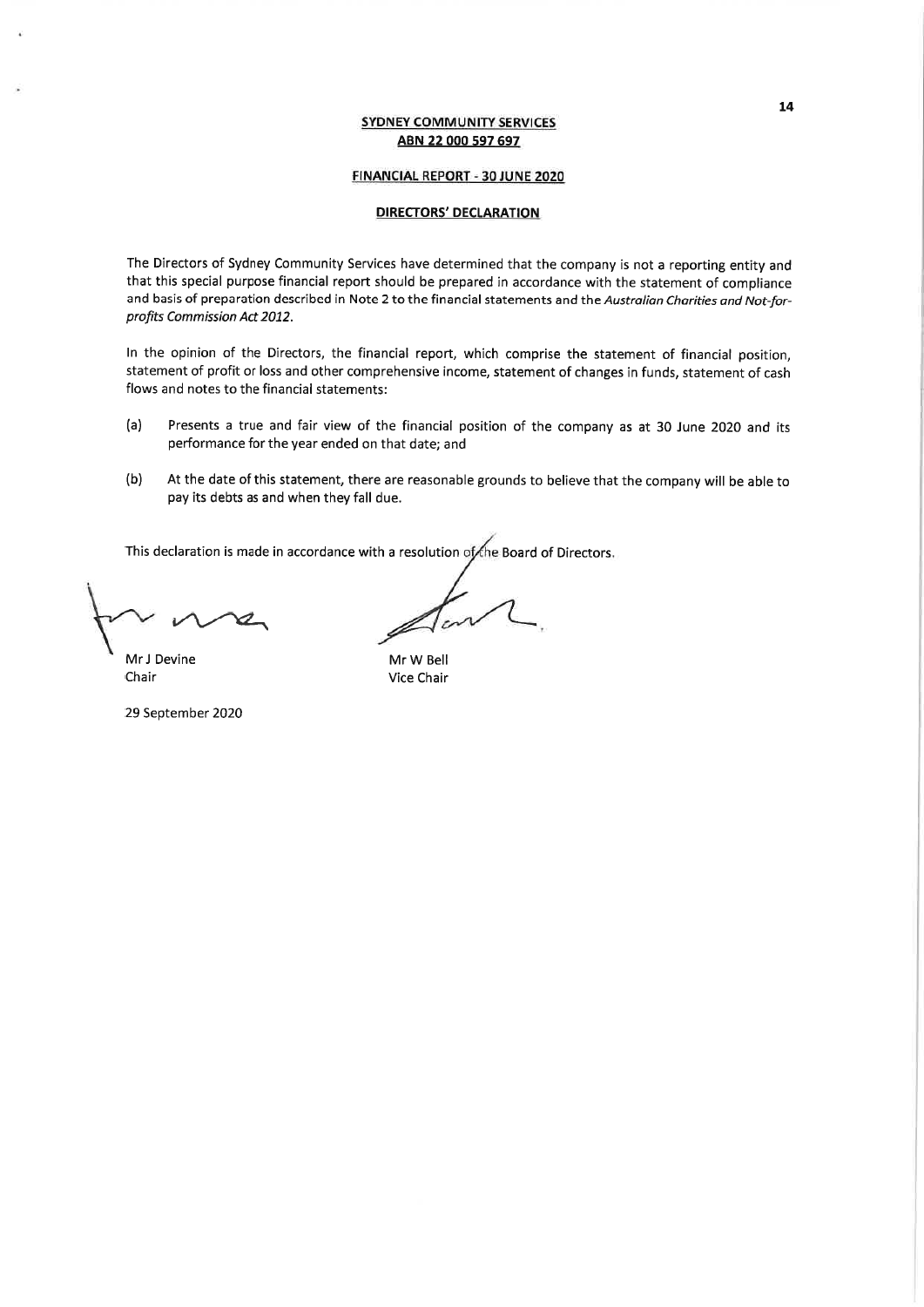**SYDNEY COMMUNITY SERVICES**
**ABN 22 000 597 697**

**FINANCIAL REPORT - 30 JUNE 2020**

**DIRECTORS' DECLARATION**

The Directors of Sydney Community Services have determined that the company is not a reporting entity and that this special purpose financial report should be prepared in accordance with the statement of compliance and basis of preparation described in Note 2 to the financial statements and the *Australian Charities and Not-for-profits Commission Act 2012*.

In the opinion of the Directors, the financial report, which comprise the statement of financial position, statement of profit or loss and other comprehensive income, statement of changes in funds, statement of cash flows and notes to the financial statements:

(a) Presents a true and fair view of the financial position of the company as at 30 June 2020 and its performance for the year ended on that date; and

(b) At the date of this statement, there are reasonable grounds to believe that the company will be able to pay its debts as and when they fall due.

This declaration is made in accordance with a resolution of the Board of Directors.

Mr J Devine
Chair

Mr W Bell
Vice Chair

29 September 2020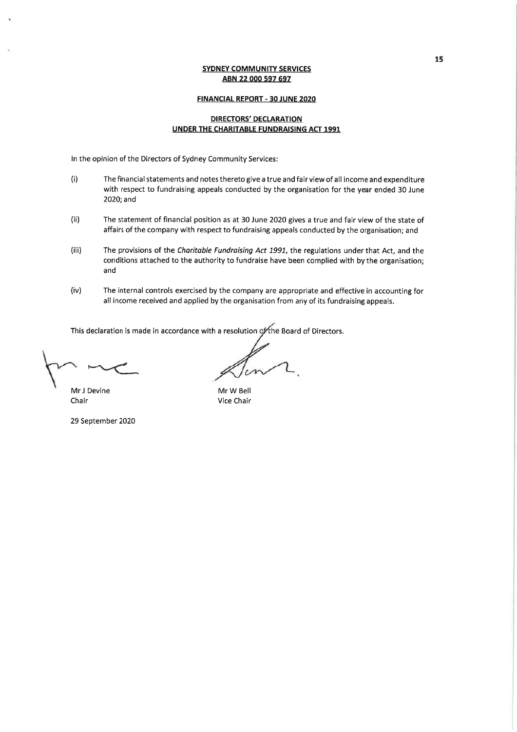**SYDNEY COMMUNITY SERVICES**
**ABN 22 000 597 697**

**FINANCIAL REPORT - 30 JUNE 2020**

**DIRECTORS' DECLARATION**
**UNDER THE CHARITABLE FUNDRAISING ACT 1991**

In the opinion of the Directors of Sydney Community Services:

(i) The financial statements and notes thereto give a true and fair view of all income and expenditure with respect to fundraising appeals conducted by the organisation for the year ended 30 June 2020; and

(ii) The statement of financial position as at 30 June 2020 gives a true and fair view of the state of affairs of the company with respect to fundraising appeals conducted by the organisation; and

(iii) The provisions of the *Charitable Fundraising Act 1991*, the regulations under that Act, and the conditions attached to the authority to fundraise have been complied with by the organisation; and

(iv) The internal controls exercised by the company are appropriate and effective in accounting for all income received and applied by the organisation from any of its fundraising appeals.

This declaration is made in accordance with a resolution of the Board of Directors.

Mr J Devine
Chair

Mr W Bell
Vice Chair

29 September 2020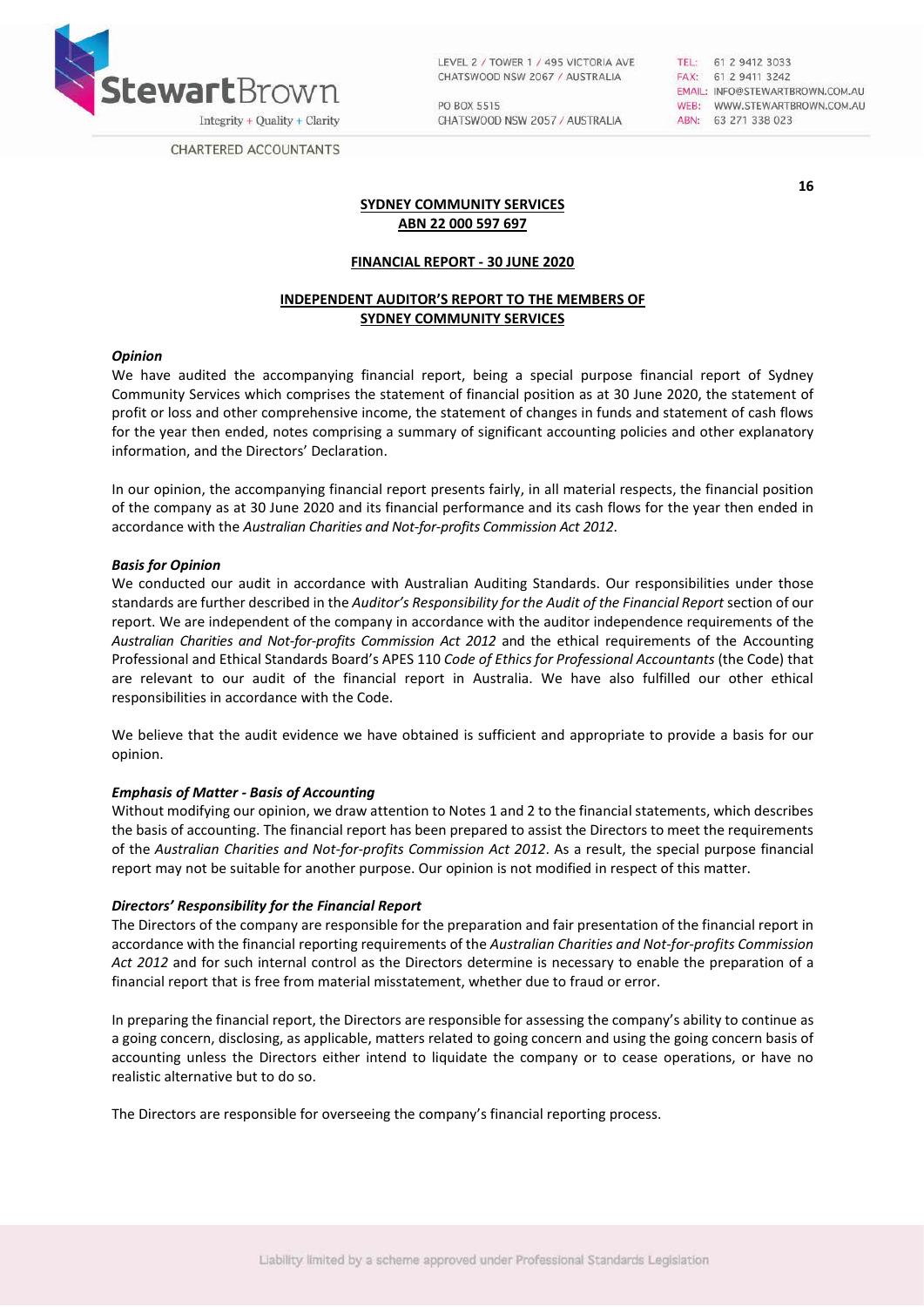**SYDNEY COMMUNITY SERVICES**
**ABN 22 000 597 697**

**FINANCIAL REPORT - 30 JUNE 2020**

**INDEPENDENT AUDITOR'S REPORT TO THE MEMBERS OF SYDNEY COMMUNITY SERVICES**

***Opinion***

We have audited the accompanying financial report, being a special purpose financial report of Sydney Community Services which comprises the statement of financial position as at 30 June 2020, the statement of profit or loss and other comprehensive income, the statement of changes in funds and statement of cash flows for the year then ended, notes comprising a summary of significant accounting policies and other explanatory information, and the Directors' Declaration.

In our opinion, the accompanying financial report presents fairly, in all material respects, the financial position of the company as at 30 June 2020 and its financial performance and its cash flows for the year then ended in accordance with the *Australian Charities and Not-for-profits Commission Act 2012*.

***Basis for Opinion***

We conducted our audit in accordance with Australian Auditing Standards. Our responsibilities under those standards are further described in the *Auditor's Responsibility for the Audit of the Financial Report* section of our report. We are independent of the company in accordance with the auditor independence requirements of the *Australian Charities and Not-for-profits Commission Act 2012* and the ethical requirements of the Accounting Professional and Ethical Standards Board's APES 110 *Code of Ethics for Professional Accountants* (the Code) that are relevant to our audit of the financial report in Australia. We have also fulfilled our other ethical responsibilities in accordance with the Code.

We believe that the audit evidence we have obtained is sufficient and appropriate to provide a basis for our opinion.

***Emphasis of Matter - Basis of Accounting***

Without modifying our opinion, we draw attention to Notes 1 and 2 to the financial statements, which describes the basis of accounting. The financial report has been prepared to assist the Directors to meet the requirements of the *Australian Charities and Not-for-profits Commission Act 2012*. As a result, the special purpose financial report may not be suitable for another purpose. Our opinion is not modified in respect of this matter.

***Directors' Responsibility for the Financial Report***

The Directors of the company are responsible for the preparation and fair presentation of the financial report in accordance with the financial reporting requirements of the *Australian Charities and Not-for-profits Commission Act 2012* and for such internal control as the Directors determine is necessary to enable the preparation of a financial report that is free from material misstatement, whether due to fraud or error.

In preparing the financial report, the Directors are responsible for assessing the company's ability to continue as a going concern, disclosing, as applicable, matters related to going concern and using the going concern basis of accounting unless the Directors either intend to liquidate the company or to cease operations, or have no realistic alternative but to do so.

The Directors are responsible for overseeing the company's financial reporting process.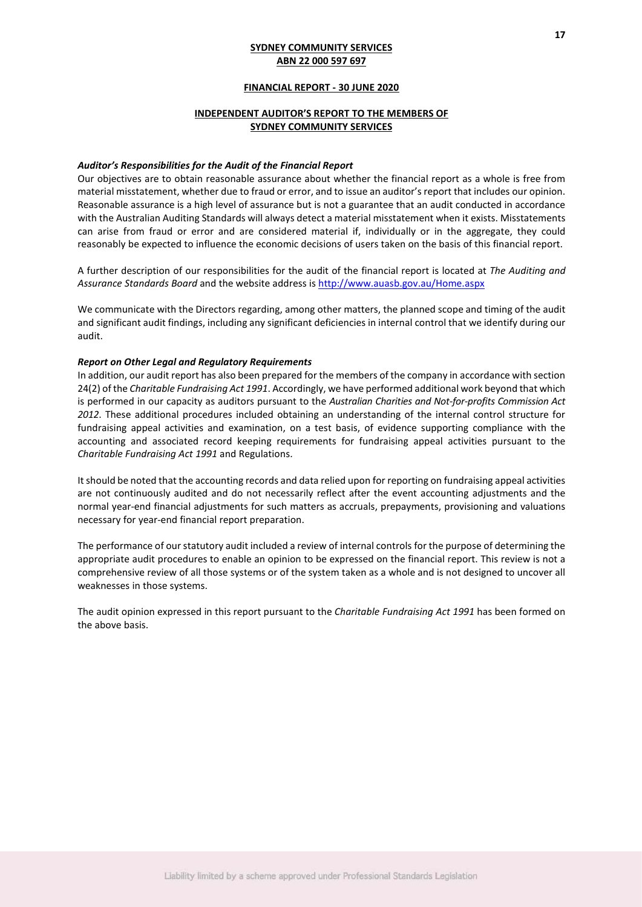**SYDNEY COMMUNITY SERVICES**
**ABN 22 000 597 697**

**FINANCIAL REPORT - 30 JUNE 2020**

**INDEPENDENT AUDITOR'S REPORT TO THE MEMBERS OF SYDNEY COMMUNITY SERVICES**

***Auditor's Responsibilities for the Audit of the Financial Report***

Our objectives are to obtain reasonable assurance about whether the financial report as a whole is free from material misstatement, whether due to fraud or error, and to issue an auditor's report that includes our opinion. Reasonable assurance is a high level of assurance but is not a guarantee that an audit conducted in accordance with the Australian Auditing Standards will always detect a material misstatement when it exists. Misstatements can arise from fraud or error and are considered material if, individually or in the aggregate, they could reasonably be expected to influence the economic decisions of users taken on the basis of this financial report.

A further description of our responsibilities for the audit of the financial report is located at *The Auditing and Assurance Standards Board* and the website address is http://www.auasb.gov.au/Home.aspx

We communicate with the Directors regarding, among other matters, the planned scope and timing of the audit and significant audit findings, including any significant deficiencies in internal control that we identify during our audit.

***Report on Other Legal and Regulatory Requirements***

In addition, our audit report has also been prepared for the members of the company in accordance with section 24(2) of the *Charitable Fundraising Act 1991*. Accordingly, we have performed additional work beyond that which is performed in our capacity as auditors pursuant to the *Australian Charities and Not-for-profits Commission Act 2012*. These additional procedures included obtaining an understanding of the internal control structure for fundraising appeal activities and examination, on a test basis, of evidence supporting compliance with the accounting and associated record keeping requirements for fundraising appeal activities pursuant to the *Charitable Fundraising Act 1991* and Regulations.

It should be noted that the accounting records and data relied upon for reporting on fundraising appeal activities are not continuously audited and do not necessarily reflect after the event accounting adjustments and the normal year-end financial adjustments for such matters as accruals, prepayments, provisioning and valuations necessary for year-end financial report preparation.

The performance of our statutory audit included a review of internal controls for the purpose of determining the appropriate audit procedures to enable an opinion to be expressed on the financial report. This review is not a comprehensive review of all those systems or of the system taken as a whole and is not designed to uncover all weaknesses in those systems.

The audit opinion expressed in this report pursuant to the *Charitable Fundraising Act 1991* has been formed on the above basis.

Liability limited by a scheme approved under Professional Standards Legislation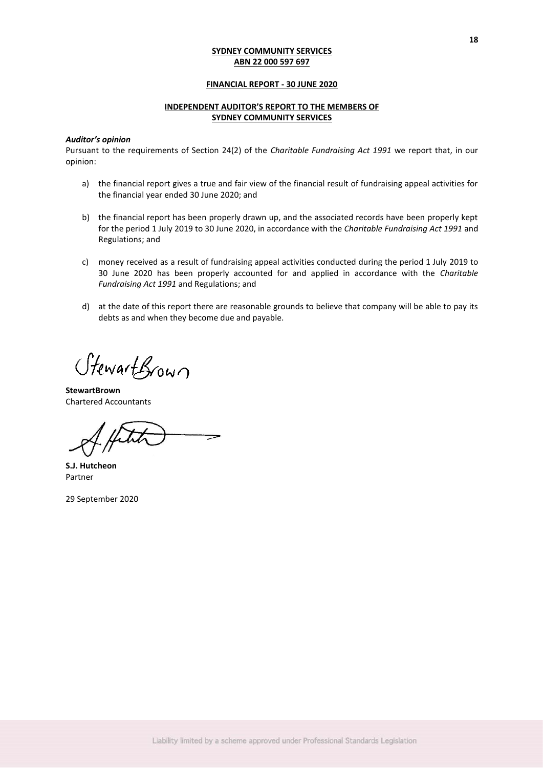**SYDNEY COMMUNITY SERVICES**
**ABN 22 000 597 697**

**FINANCIAL REPORT - 30 JUNE 2020**

**INDEPENDENT AUDITOR'S REPORT TO THE MEMBERS OF SYDNEY COMMUNITY SERVICES**

***Auditor's opinion***

Pursuant to the requirements of Section 24(2) of the *Charitable Fundraising Act 1991* we report that, in our opinion:

a) the financial report gives a true and fair view of the financial result of fundraising appeal activities for the financial year ended 30 June 2020; and

b) the financial report has been properly drawn up, and the associated records have been properly kept for the period 1 July 2019 to 30 June 2020, in accordance with the *Charitable Fundraising Act 1991* and Regulations; and

c) money received as a result of fundraising appeal activities conducted during the period 1 July 2019 to 30 June 2020 has been properly accounted for and applied in accordance with the *Charitable Fundraising Act 1991* and Regulations; and

d) at the date of this report there are reasonable grounds to believe that company will be able to pay its debts as and when they become due and payable.

StewartBrown

**StewartBrown**
Chartered Accountants

**S.J. Hutcheon**
Partner

29 September 2020

Liability limited by a scheme approved under Professional Standards Legislation